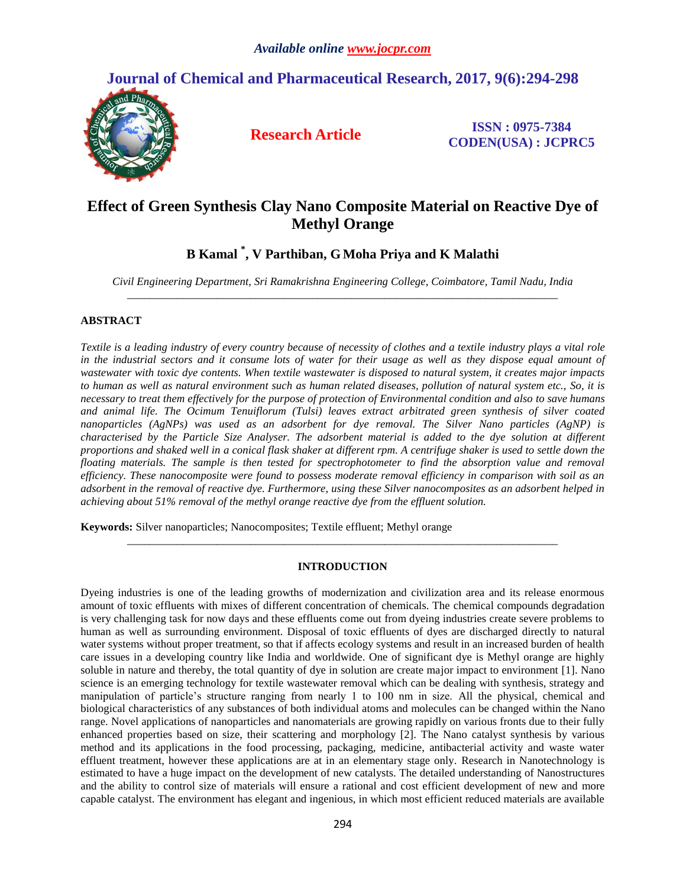# Effect of Green Synthesis Clay Nano Composite Material on Reactive Dye of Methyl Orange

**B Kamal [*], V Parthiban, G Moha Priya and K Malathi**

*Civil Engineering Department, Sri Ramakrishna Engineering College, Coimbatore, Tamil Nadu, India*

## ABSTRACT

*Textile is a leading industry of every country because of necessity of clothes and a textile industry plays a vital role in the industrial sectors and it consume lots of water for their usage as well as they dispose equal amount of wastewater with toxic dye contents. When textile wastewater is disposed to natural system, it creates major impacts to human as well as natural environment such as human related diseases, pollution of natural system etc., So, it is necessary to treat them effectively for the purpose of protection of Environmental condition and also to save humans and animal life. The Ocimum Tenuiflorum (Tulsi) leaves extract arbitrated green synthesis of silver coated nanoparticles (AgNPs) was used as an adsorbent for dye removal. The Silver Nano particles (AgNP) is characterised by the Particle Size Analyser. The adsorbent material is added to the dye solution at different proportions and shaked well in a conical flask shaker at different rpm. A centrifuge shaker is used to settle down the floating materials. The sample is then tested for spectrophotometer to find the absorption value and removal efficiency. These nanocomposite were found to possess moderate removal efficiency in comparison with soil as an adsorbent in the removal of reactive dye. Furthermore, using these Silver nanocomposites as an adsorbent helped in achieving about 51% removal of the methyl orange reactive dye from the effluent solution.*

**Keywords:** Silver nanoparticles; Nanocomposites; Textile effluent; Methyl orange

## INTRODUCTION

Dyeing industries is one of the leading growths of modernization and civilization area and its release enormous amount of toxic effluents with mixes of different concentration of chemicals. The chemical compounds degradation is very challenging task for now days and these effluents come out from dyeing industries create severe problems to human as well as surrounding environment. Disposal of toxic effluents of dyes are discharged directly to natural water systems without proper treatment, so that if affects ecology systems and result in an increased burden of health care issues in a developing country like India and worldwide. One of significant dye is Methyl orange are highly soluble in nature and thereby, the total quantity of dye in solution are create major impact to environment [1]. Nano science is an emerging technology for textile wastewater removal which can be dealing with synthesis, strategy and manipulation of particle's structure ranging from nearly 1 to 100 nm in size. All the physical, chemical and biological characteristics of any substances of both individual atoms and molecules can be changed within the Nano range. Novel applications of nanoparticles and nanomaterials are growing rapidly on various fronts due to their fully enhanced properties based on size, their scattering and morphology [2]. The Nano catalyst synthesis by various method and its applications in the food processing, packaging, medicine, antibacterial activity and waste water effluent treatment, however these applications are at in an elementary stage only. Research in Nanotechnology is estimated to have a huge impact on the development of new catalysts. The detailed understanding of Nanostructures and the ability to control size of materials will ensure a rational and cost efficient development of new and more capable catalyst. The environment has elegant and ingenious, in which most efficient reduced materials are available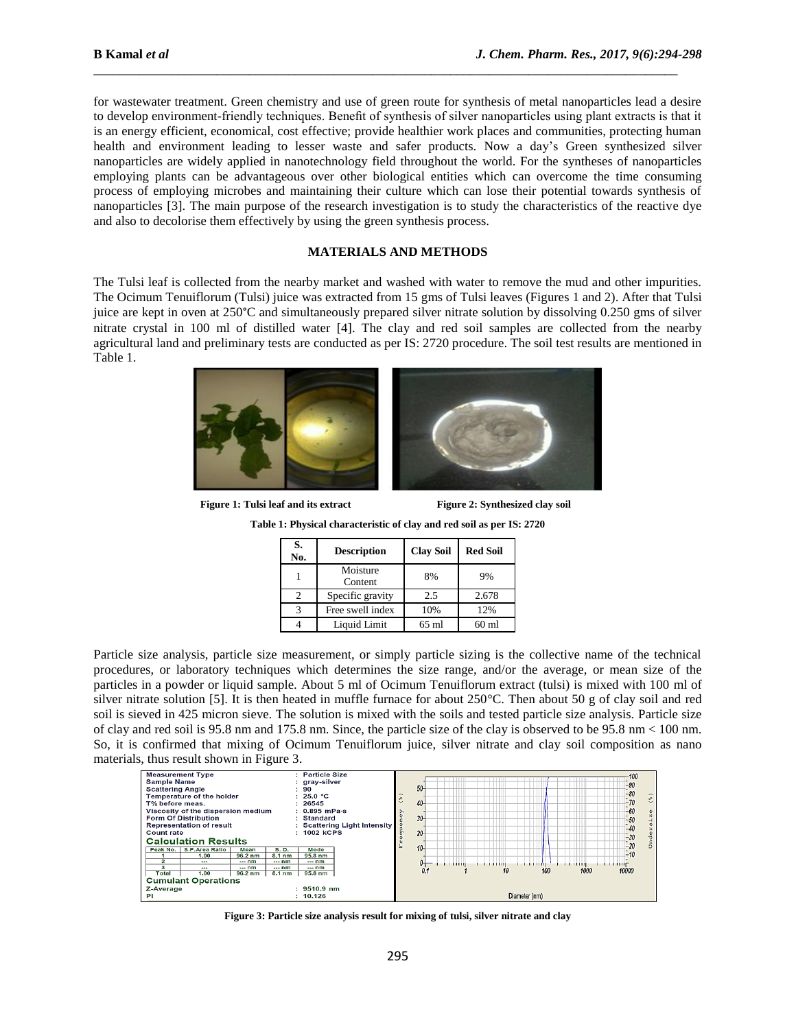for wastewater treatment. Green chemistry and use of green route for synthesis of metal nanoparticles lead a desire to develop environment-friendly techniques. Benefit of synthesis of silver nanoparticles using plant extracts is that it is an energy efficient, economical, cost effective; provide healthier work places and communities, protecting human health and environment leading to lesser waste and safer products. Now a day's Green synthesized silver nanoparticles are widely applied in nanotechnology field throughout the world. For the syntheses of nanoparticles employing plants can be advantageous over other biological entities which can overcome the time consuming process of employing microbes and maintaining their culture which can lose their potential towards synthesis of nanoparticles [3]. The main purpose of the research investigation is to study the characteristics of the reactive dye and also to decolorise them effectively by using the green synthesis process.

## MATERIALS AND METHODS

The Tulsi leaf is collected from the nearby market and washed with water to remove the mud and other impurities. The Ocimum Tenuiflorum (Tulsi) juice was extracted from 15 gms of Tulsi leaves (Figures 1 and 2). After that Tulsi juice are kept in oven at 250°C and simultaneously prepared silver nitrate solution by dissolving 0.250 gms of silver nitrate crystal in 100 ml of distilled water [4]. The clay and red soil samples are collected from the nearby agricultural land and preliminary tests are conducted as per IS: 2720 procedure. The soil test results are mentioned in Table 1.

**Figure 1: Tulsi leaf and its extract**

**Figure 2: Synthesized clay soil**

**Table 1: Physical characteristic of clay and red soil as per IS: 2720**

| S. No. | Description | Clay Soil | Red Soil |
|---|---|---|---|
| 1 | Moisture Content | 8% | 9% |
| 2 | Specific gravity | 2.5 | 2.678 |
| 3 | Free swell index | 10% | 12% |
| 4 | Liquid Limit | 65 ml | 60 ml |

Particle size analysis, particle size measurement, or simply particle sizing is the collective name of the technical procedures, or laboratory techniques which determines the size range, and/or the average, or mean size of the particles in a powder or liquid sample. About 5 ml of Ocimum Tenuiflorum extract (tulsi) is mixed with 100 ml of silver nitrate solution [5]. It is then heated in muffle furnace for about 250°C. Then about 50 g of clay soil and red soil is sieved in 425 micron sieve. The solution is mixed with the soils and tested particle size analysis. Particle size of clay and red soil is 95.8 nm and 175.8 nm. Since, the particle size of the clay is observed to be 95.8 nm < 100 nm. So, it is confirmed that mixing of Ocimum Tenuiflorum juice, silver nitrate and clay soil composition as nano materials, thus result shown in Figure 3.

| Measurement Type | : Particle Size |
|---|---|
| Sample Name | : gray-silver |
| Scattering Angle | : 90 |
| Temperature of the holder | : 25.0 °C |
| T% before meas. | : 26545 |
| Viscosity of the dispersion medium | : 0.895 mPa·s |
| Form Of Distribution | : Standard |
| Representation of result | : Scattering Light Intensity |
| Count rate | : 1002 kCPS |

**Calculation Results**

| Peak No. | S.P.Area Ratio | Mean | S. D. | Mode |
|---|---|---|---|---|
| 1 | 1.00 | 96.2 nm | 8.1 nm | 95.8 nm |
| 2 | --- | --- nm | --- nm | --- nm |
| 3 | --- | --- nm | --- nm | --- nm |
| Total | 1.00 | 96.2 nm | 8.1 nm | 95.8 nm |

**Cumulant Operations**

| | |
|---|---|
| Z-Average | : 9510.9 nm |
| PI | : 10.126 |

**Figure 3: Particle size analysis result for mixing of tulsi, silver nitrate and clay**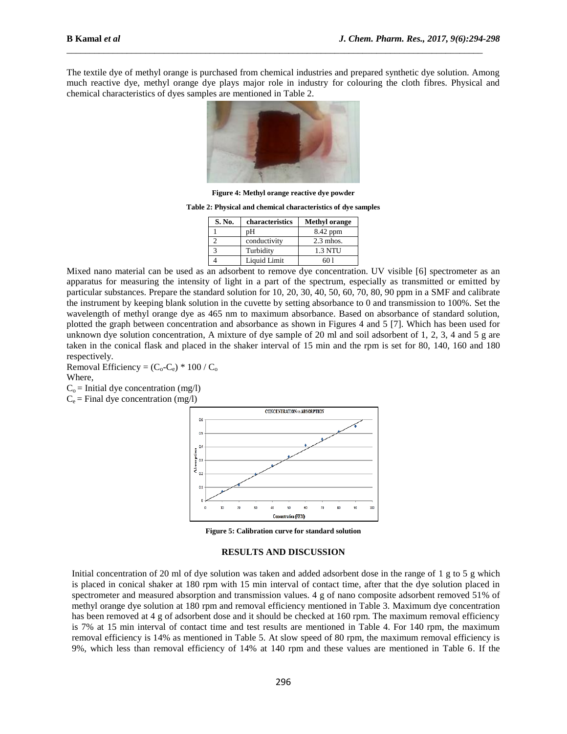The textile dye of methyl orange is purchased from chemical industries and prepared synthetic dye solution. Among much reactive dye, methyl orange dye plays major role in industry for colouring the cloth fibres. Physical and chemical characteristics of dyes samples are mentioned in Table 2.

**Figure 4: Methyl orange reactive dye powder**

**Table 2: Physical and chemical characteristics of dye samples**

| S. No. | characteristics | Methyl orange |
|---|---|---|
| 1 | pH | 8.42 ppm |
| 2 | conductivity | 2.3 mhos. |
| 3 | Turbidity | 1.3 NTU |
| 4 | Liquid Limit | 60 l |

Mixed nano material can be used as an adsorbent to remove dye concentration. UV visible [6] spectrometer as an apparatus for measuring the intensity of light in a part of the spectrum, especially as transmitted or emitted by particular substances. Prepare the standard solution for 10, 20, 30, 40, 50, 60, 70, 80, 90 ppm in a SMF and calibrate the instrument by keeping blank solution in the cuvette by setting absorbance to 0 and transmission to 100%. Set the wavelength of methyl orange dye as 465 nm to maximum absorbance. Based on absorbance of standard solution, plotted the graph between concentration and absorbance as shown in Figures 4 and 5 [7]. Which has been used for unknown dye solution concentration, A mixture of dye sample of 20 ml and soil adsorbent of 1, 2, 3, 4 and 5 g are taken in the conical flask and placed in the shaker interval of 15 min and the rpm is set for 80, 140, 160 and 180 respectively.

Removal Efficiency = $(C_o-C_e) * 100 / C_o$

Where,

$C_o$ = Initial dye concentration (mg/l)

$C_e$ = Final dye concentration (mg/l)

**Figure 5: Calibration curve for standard solution**

## RESULTS AND DISCUSSION

Initial concentration of 20 ml of dye solution was taken and added adsorbent dose in the range of 1 g to 5 g which is placed in conical shaker at 180 rpm with 15 min interval of contact time, after that the dye solution placed in spectrometer and measured absorption and transmission values. 4 g of nano composite adsorbent removed 51% of methyl orange dye solution at 180 rpm and removal efficiency mentioned in Table 3. Maximum dye concentration has been removed at 4 g of adsorbent dose and it should be checked at 160 rpm. The maximum removal efficiency is 7% at 15 min interval of contact time and test results are mentioned in Table 4. For 140 rpm, the maximum removal efficiency is 14% as mentioned in Table 5. At slow speed of 80 rpm, the maximum removal efficiency is 9%, which less than removal efficiency of 14% at 140 rpm and these values are mentioned in Table 6. If the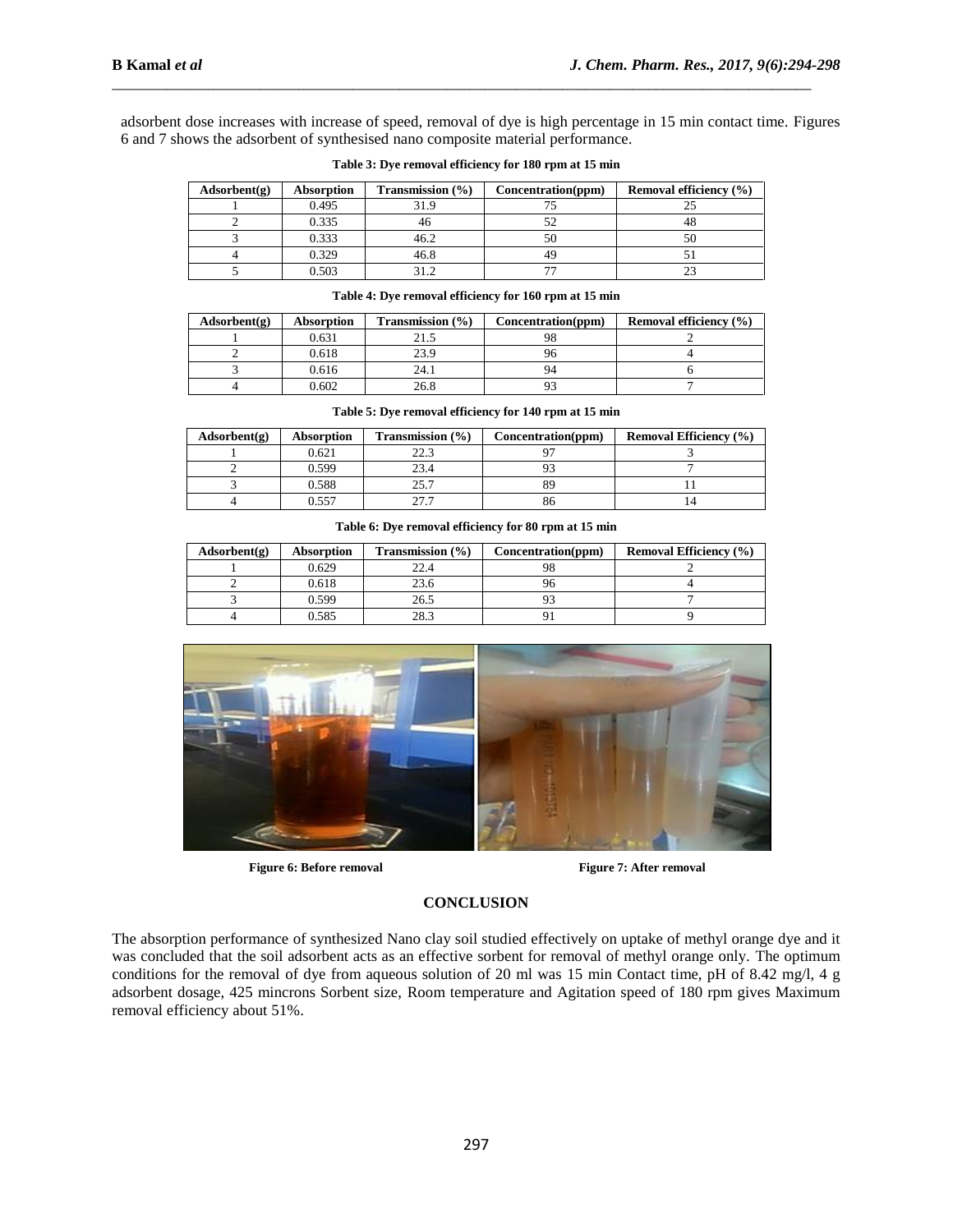adsorbent dose increases with increase of speed, removal of dye is high percentage in 15 min contact time. Figures 6 and 7 shows the adsorbent of synthesised nano composite material performance.

**Table 3: Dye removal efficiency for 180 rpm at 15 min**

| Adsorbent(g) | Absorption | Transmission (%) | Concentration(ppm) | Removal efficiency (%) |
|---|---|---|---|---|
| 1 | 0.495 | 31.9 | 75 | 25 |
| 2 | 0.335 | 46 | 52 | 48 |
| 3 | 0.333 | 46.2 | 50 | 50 |
| 4 | 0.329 | 46.8 | 49 | 51 |
| 5 | 0.503 | 31.2 | 77 | 23 |

**Table 4: Dye removal efficiency for 160 rpm at 15 min**

| Adsorbent(g) | Absorption | Transmission (%) | Concentration(ppm) | Removal efficiency (%) |
|---|---|---|---|---|
| 1 | 0.631 | 21.5 | 98 | 2 |
| 2 | 0.618 | 23.9 | 96 | 4 |
| 3 | 0.616 | 24.1 | 94 | 6 |
| 4 | 0.602 | 26.8 | 93 | 7 |

**Table 5: Dye removal efficiency for 140 rpm at 15 min**

| Adsorbent(g) | Absorption | Transmission (%) | Concentration(ppm) | Removal Efficiency (%) |
|---|---|---|---|---|
| 1 | 0.621 | 22.3 | 97 | 3 |
| 2 | 0.599 | 23.4 | 93 | 7 |
| 3 | 0.588 | 25.7 | 89 | 11 |
| 4 | 0.557 | 27.7 | 86 | 14 |

**Table 6: Dye removal efficiency for 80 rpm at 15 min**

| Adsorbent(g) | Absorption | Transmission (%) | Concentration(ppm) | Removal Efficiency (%) |
|---|---|---|---|---|
| 1 | 0.629 | 22.4 | 98 | 2 |
| 2 | 0.618 | 23.6 | 96 | 4 |
| 3 | 0.599 | 26.5 | 93 | 7 |
| 4 | 0.585 | 28.3 | 91 | 9 |

**Figure 6: Before removal** **Figure 7: After removal**

## CONCLUSION

The absorption performance of synthesized Nano clay soil studied effectively on uptake of methyl orange dye and it was concluded that the soil adsorbent acts as an effective sorbent for removal of methyl orange only. The optimum conditions for the removal of dye from aqueous solution of 20 ml was 15 min Contact time, pH of 8.42 mg/l, 4 g adsorbent dosage, 425 mincrons Sorbent size, Room temperature and Agitation speed of 180 rpm gives Maximum removal efficiency about 51%.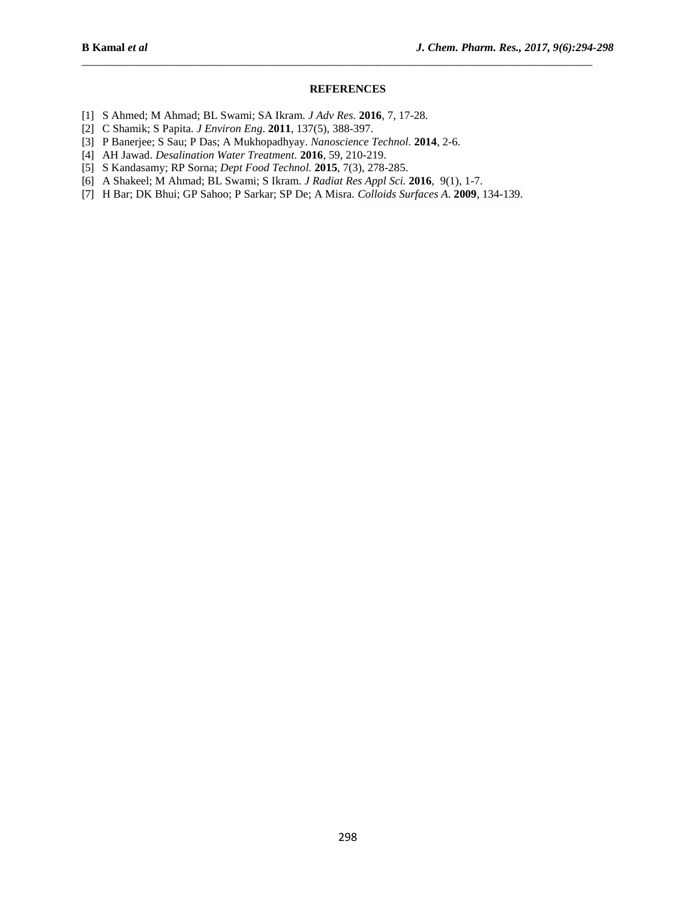## REFERENCES

[1] S Ahmed; M Ahmad; BL Swami; SA Ikram. *J Adv Res.* **2016**, 7, 17-28.

[2] C Shamik; S Papita. *J Environ Eng*. **2011**, 137(5), 388-397.

[3] P Banerjee; S Sau; P Das; A Mukhopadhyay. *Nanoscience Technol.* **2014**, 2-6.

[4] AH Jawad. *Desalination Water Treatment.* **2016**, 59, 210-219.

[5] S Kandasamy; RP Sorna; *Dept Food Technol.* **2015**, 7(3), 278-285.

[6] A Shakeel; M Ahmad; BL Swami; S Ikram. *J Radiat Res Appl Sci.* **2016**, 9(1), 1-7.

[7] H Bar; DK Bhui; GP Sahoo; P Sarkar; SP De; A Misra. *Colloids Surfaces A.* **2009**, 134-139.